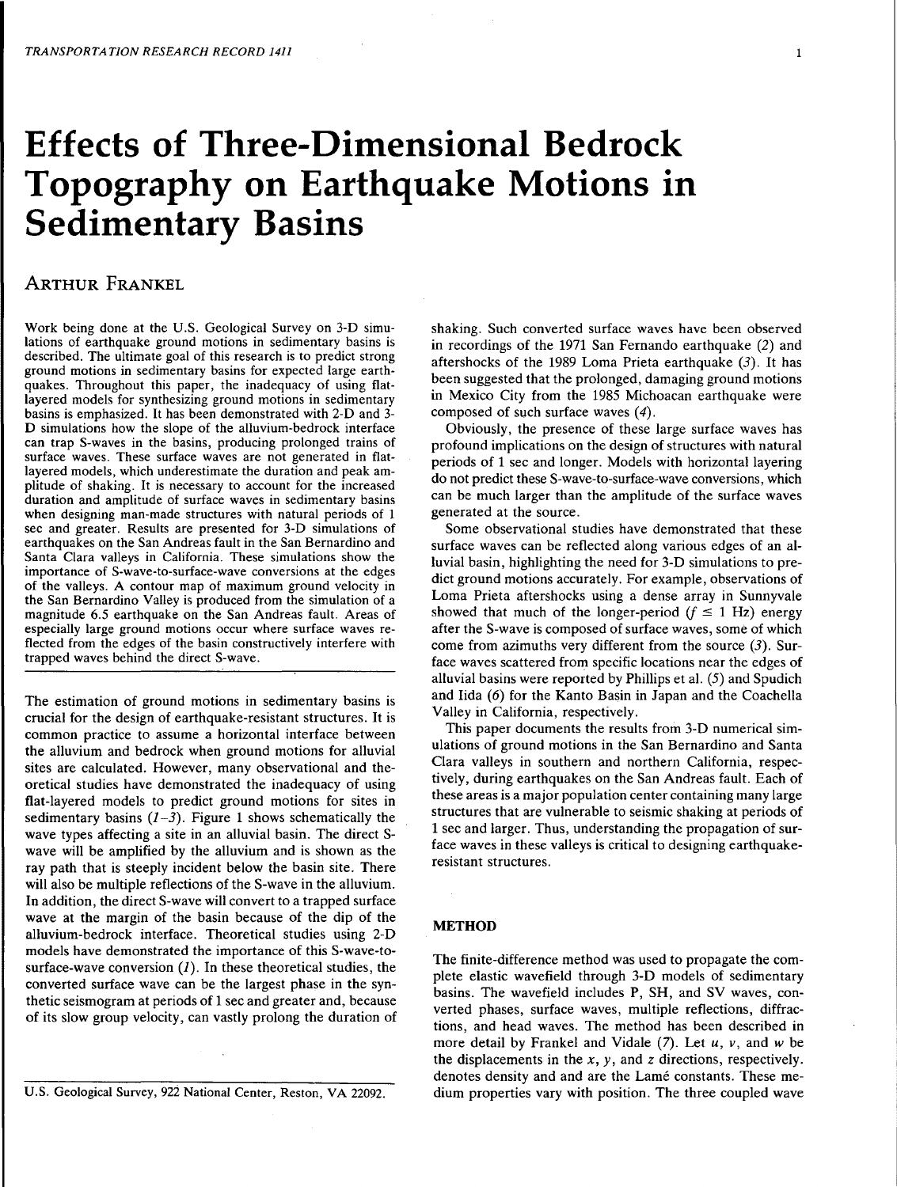# Effects of Three-Dimensional Bedrock Topography on Earthquake Motions in Sedimentary Basins

ARTHUR FRANKEL

Work being done at the U.S. Geological Survey on 3-D simulations of earthquake ground motions in sedimentary basins is described. The ultimate goal of this research is to predict strong ground motions in sedimentary basins for expected large earthquakes. Throughout this paper, the inadequacy of using flat-layered models for synthesizing ground motions in sedimentary basins is emphasized. It has been demonstrated with 2-D and 3-D simulations how the slope of the alluvium-bedrock interface can trap S-waves in the basins, producing prolonged trains of surface waves. These surface waves are not generated in flat-layered models, which underestimate the duration and peak amplitude of shaking. It is necessary to account for the increased duration and amplitude of surface waves in sedimentary basins when designing man-made structures with natural periods of 1 sec and greater. Results are presented for 3-D simulations of earthquakes on the San Andreas fault in the San Bernardino and Santa Clara valleys in California. These simulations show the importance of S-wave-to-surface-wave conversions at the edges of the valleys. A contour map of maximum ground velocity in the San Bernardino Valley is produced from the simulation of a magnitude 6.5 earthquake on the San Andreas fault. Areas of especially large ground motions occur where surface waves reflected from the edges of the basin constructively interfere with trapped waves behind the direct S-wave.

The estimation of ground motions in sedimentary basins is crucial for the design of earthquake-resistant structures. It is common practice to assume a horizontal interface between the alluvium and bedrock when ground motions for alluvial sites are calculated. However, many observational and theoretical studies have demonstrated the inadequacy of using flat-layered models to predict ground motions for sites in sedimentary basins (*1–3*). Figure 1 shows schematically the wave types affecting a site in an alluvial basin. The direct S-wave will be amplified by the alluvium and is shown as the ray path that is steeply incident below the basin site. There will also be multiple reflections of the S-wave in the alluvium. In addition, the direct S-wave will convert to a trapped surface wave at the margin of the basin because of the dip of the alluvium-bedrock interface. Theoretical studies using 2-D models have demonstrated the importance of this S-wave-to-surface-wave conversion (*1*). In these theoretical studies, the converted surface wave can be the largest phase in the synthetic seismogram at periods of 1 sec and greater and, because of its slow group velocity, can vastly prolong the duration of shaking. Such converted surface waves have been observed in recordings of the 1971 San Fernando earthquake (*2*) and aftershocks of the 1989 Loma Prieta earthquake (*3*). It has been suggested that the prolonged, damaging ground motions in Mexico City from the 1985 Michoacan earthquake were composed of such surface waves (*4*).

Obviously, the presence of these large surface waves has profound implications on the design of structures with natural periods of 1 sec and longer. Models with horizontal layering do not predict these S-wave-to-surface-wave conversions, which can be much larger than the amplitude of the surface waves generated at the source.

Some observational studies have demonstrated that these surface waves can be reflected along various edges of an alluvial basin, highlighting the need for 3-D simulations to predict ground motions accurately. For example, observations of Loma Prieta aftershocks using a dense array in Sunnyvale showed that much of the longer-period ($f \leq 1$ Hz) energy after the S-wave is composed of surface waves, some of which come from azimuths very different from the source (*3*). Surface waves scattered from specific locations near the edges of alluvial basins were reported by Phillips et al. (*5*) and Spudich and Iida (*6*) for the Kanto Basin in Japan and the Coachella Valley in California, respectively.

This paper documents the results from 3-D numerical simulations of ground motions in the San Bernardino and Santa Clara valleys in southern and northern California, respectively, during earthquakes on the San Andreas fault. Each of these areas is a major population center containing many large structures that are vulnerable to seismic shaking at periods of 1 sec and larger. Thus, understanding the propagation of surface waves in these valleys is critical to designing earthquake-resistant structures.

## METHOD

The finite-difference method was used to propagate the complete elastic wavefield through 3-D models of sedimentary basins. The wavefield includes P, SH, and SV waves, converted phases, surface waves, multiple reflections, diffractions, and head waves. The method has been described in more detail by Frankel and Vidale (*7*). Let $u$, $v$, and $w$ be the displacements in the $x$, $y$, and $z$ directions, respectively. denotes density and and are the Lamé constants. These medium properties vary with position. The three coupled wave

U.S. Geological Survey, 922 National Center, Reston, VA 22092.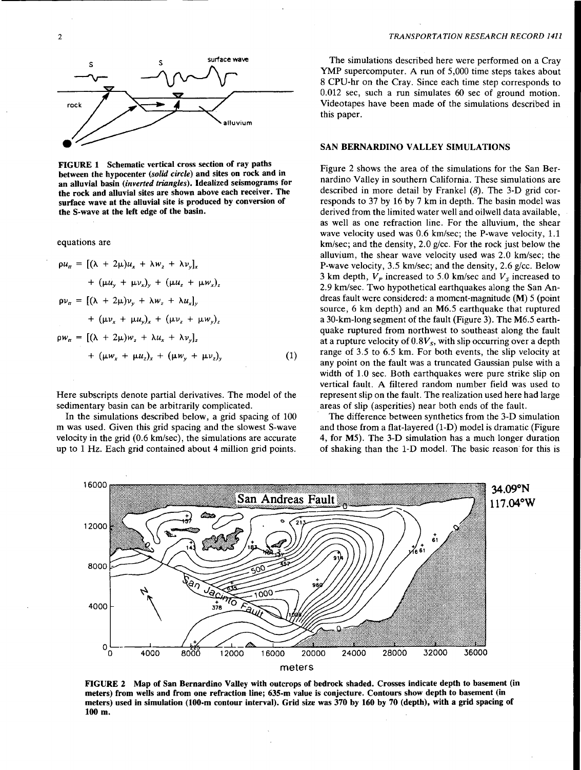FIGURE 1 Schematic vertical cross section of ray paths between the hypocenter (*solid circle*) and sites on rock and in an alluvial basin (*inverted triangles*). Idealized seismograms for the rock and alluvial sites are shown above each receiver. The surface wave at the alluvial site is produced by conversion of the S-wave at the left edge of the basin.

equations are

$$
\begin{aligned}
\rho u_{tt} &= [(\lambda + 2\mu)u_x + \lambda w_z + \lambda v_y]_x \\
&\quad + (\mu u_y + \mu v_x)_y + (\mu u_z + \mu w_x)_z \\
\rho v_{tt} &= [(\lambda + 2\mu)v_y + \lambda w_z + \lambda u_x]_y \\
&\quad + (\mu v_x + \mu u_y)_x + (\mu v_z + \mu w_y)_z \\
\rho w_{tt} &= [(\lambda + 2\mu)w_z + \lambda u_x + \lambda v_y]_z \\
&\quad + (\mu w_x + \mu u_z)_x + (\mu w_y + \mu v_z)_y
\end{aligned} \tag{1}
$$

Here subscripts denote partial derivatives. The model of the sedimentary basin can be arbitrarily complicated.

In the simulations described below, a grid spacing of 100 m was used. Given this grid spacing and the slowest S-wave velocity in the grid (0.6 km/sec), the simulations are accurate up to 1 Hz. Each grid contained about 4 million grid points.

The simulations described here were performed on a Cray YMP supercomputer. A run of 5,000 time steps takes about 8 CPU-hr on the Cray. Since each time step corresponds to 0.012 sec, such a run simulates 60 sec of ground motion. Videotapes have been made of the simulations described in this paper.

## SAN BERNARDINO VALLEY SIMULATIONS

Figure 2 shows the area of the simulations for the San Bernardino Valley in southern California. These simulations are described in more detail by Frankel (8). The 3-D grid corresponds to 37 by 16 by 7 km in depth. The basin model was derived from the limited water well and oilwell data available, as well as one refraction line. For the alluvium, the shear wave velocity used was 0.6 km/sec; the P-wave velocity, 1.1 km/sec; and the density, 2.0 g/cc. For the rock just below the alluvium, the shear wave velocity used was 2.0 km/sec; the P-wave velocity, 3.5 km/sec; and the density, 2.6 g/cc. Below 3 km depth, $V_P$ increased to 5.0 km/sec and $V_S$ increased to 2.9 km/sec. Two hypothetical earthquakes along the San Andreas fault were considered: a moment-magnitude (M) 5 (point source, 6 km depth) and an M6.5 earthquake that ruptured a 30-km-long segment of the fault (Figure 3). The M6.5 earthquake ruptured from northwest to southeast along the fault at a rupture velocity of $0.8V_S$, with slip occurring over a depth range of 3.5 to 6.5 km. For both events, the slip velocity at any point on the fault was a truncated Gaussian pulse with a width of 1.0 sec. Both earthquakes were pure strike slip on vertical fault. A filtered random number field was used to represent slip on the fault. The realization used here had large areas of slip (asperities) near both ends of the fault.

The difference between synthetics from the 3-D simulation and those from a flat-layered (1-D) model is dramatic (Figure 4, for M5). The 3-D simulation has a much longer duration of shaking than the 1-D model. The basic reason for this is

FIGURE 2 Map of San Bernardino Valley with outcrops of bedrock shaded. Crosses indicate depth to basement (in meters) from wells and from one refraction line; 635-m value is conjecture. Contours show depth to basement (in meters) used in simulation (100-m contour interval). Grid size was 370 by 160 by 70 (depth), with a grid spacing of 100 m.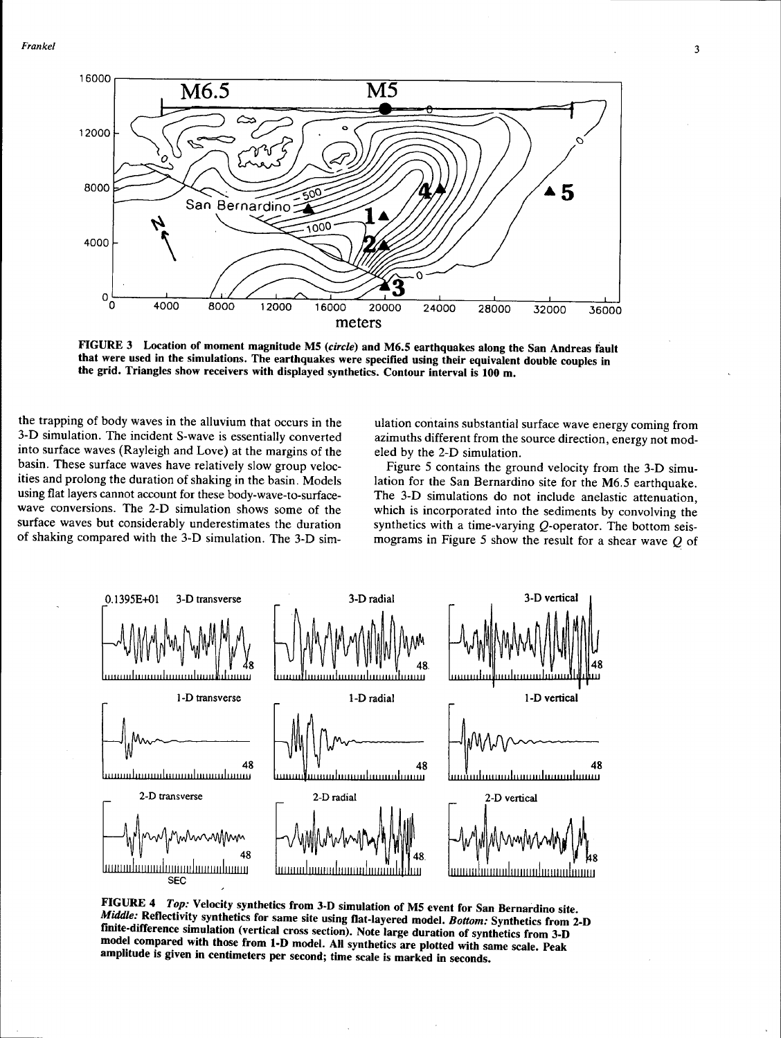FIGURE 3 Location of moment magnitude M5 (*circle*) and M6.5 earthquakes along the San Andreas fault that were used in the simulations. The earthquakes were specified using their equivalent double couples in the grid. Triangles show receivers with displayed synthetics. Contour interval is 100 m.

the trapping of body waves in the alluvium that occurs in the 3-D simulation. The incident S-wave is essentially converted into surface waves (Rayleigh and Love) at the margins of the basin. These surface waves have relatively slow group velocities and prolong the duration of shaking in the basin. Models using flat layers cannot account for these body-wave-to-surface-wave conversions. The 2-D simulation shows some of the surface waves but considerably underestimates the duration of shaking compared with the 3-D simulation. The 3-D simulation contains substantial surface wave energy coming from azimuths different from the source direction, energy not modeled by the 2-D simulation.

Figure 5 contains the ground velocity from the 3-D simulation for the San Bernardino site for the M6.5 earthquake. The 3-D simulations do not include anelastic attenuation, which is incorporated into the sediments by convolving the synthetics with a time-varying $Q$-operator. The bottom seismograms in Figure 5 show the result for a shear wave $Q$ of

FIGURE 4 *Top:* Velocity synthetics from 3-D simulation of M5 event for San Bernardino site. *Middle:* Reflectivity synthetics for same site using flat-layered model. *Bottom:* Synthetics from 2-D finite-difference simulation (vertical cross section). Note large duration of synthetics from 3-D model compared with those from 1-D model. All synthetics are plotted with same scale. Peak amplitude is given in centimeters per second; time scale is marked in seconds.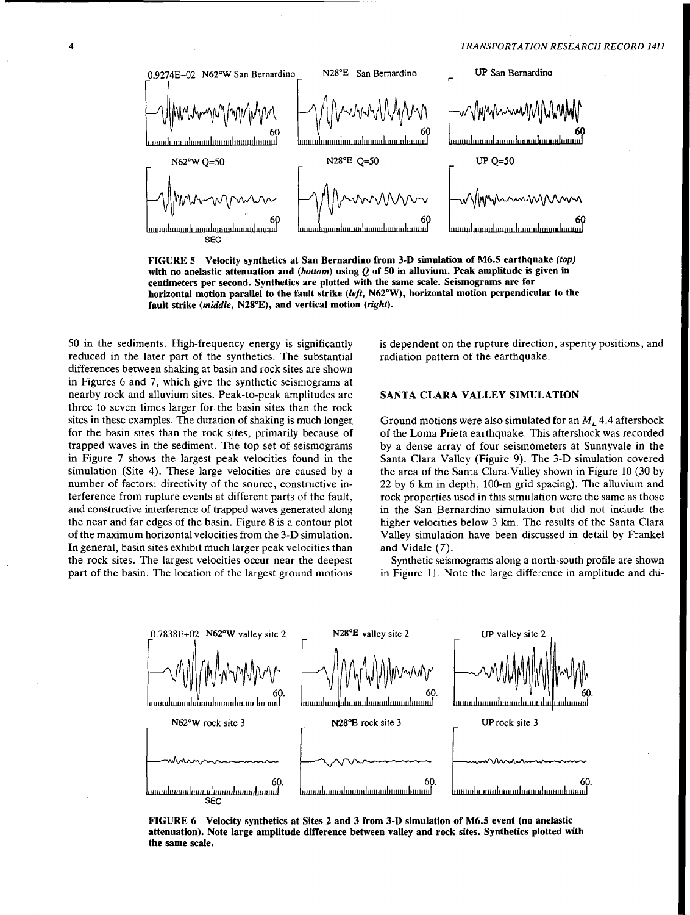FIGURE 5 Velocity synthetics at San Bernardino from 3-D simulation of M6.5 earthquake *(top)* with no anelastic attenuation and *(bottom)* using $Q$ of 50 in alluvium. Peak amplitude is given in centimeters per second. Synthetics are plotted with the same scale. Seismograms are for horizontal motion parallel to the fault strike *(left,* N62°W), horizontal motion perpendicular to the fault strike *(middle,* N28°E), and vertical motion *(right)*.

50 in the sediments. High-frequency energy is significantly reduced in the later part of the synthetics. The substantial differences between shaking at basin and rock sites are shown in Figures 6 and 7, which give the synthetic seismograms at nearby rock and alluvium sites. Peak-to-peak amplitudes are three to seven times larger for the basin sites than the rock sites in these examples. The duration of shaking is much longer for the basin sites than the rock sites, primarily because of trapped waves in the sediment. The top set of seismograms in Figure 7 shows the largest peak velocities found in the simulation (Site 4). These large velocities are caused by a number of factors: directivity of the source, constructive interference from rupture events at different parts of the fault, and constructive interference of trapped waves generated along the near and far edges of the basin. Figure 8 is a contour plot of the maximum horizontal velocities from the 3-D simulation. In general, basin sites exhibit much larger peak velocities than the rock sites. The largest velocities occur near the deepest part of the basin. The location of the largest ground motions is dependent on the rupture direction, asperity positions, and radiation pattern of the earthquake.

## SANTA CLARA VALLEY SIMULATION

Ground motions were also simulated for an $M_L$ 4.4 aftershock of the Loma Prieta earthquake. This aftershock was recorded by a dense array of four seismometers at Sunnyvale in the Santa Clara Valley (Figure 9). The 3-D simulation covered the area of the Santa Clara Valley shown in Figure 10 (30 by 22 by 6 km in depth, 100-m grid spacing). The alluvium and rock properties used in this simulation were the same as those in the San Bernardino simulation but did not include the higher velocities below 3 km. The results of the Santa Clara Valley simulation have been discussed in detail by Frankel and Vidale (7).

Synthetic seismograms along a north-south profile are shown in Figure 11. Note the large difference in amplitude and du-

FIGURE 6 Velocity synthetics at Sites 2 and 3 from 3-D simulation of M6.5 event (no anelastic attenuation). Note large amplitude difference between valley and rock sites. Synthetics plotted with the same scale.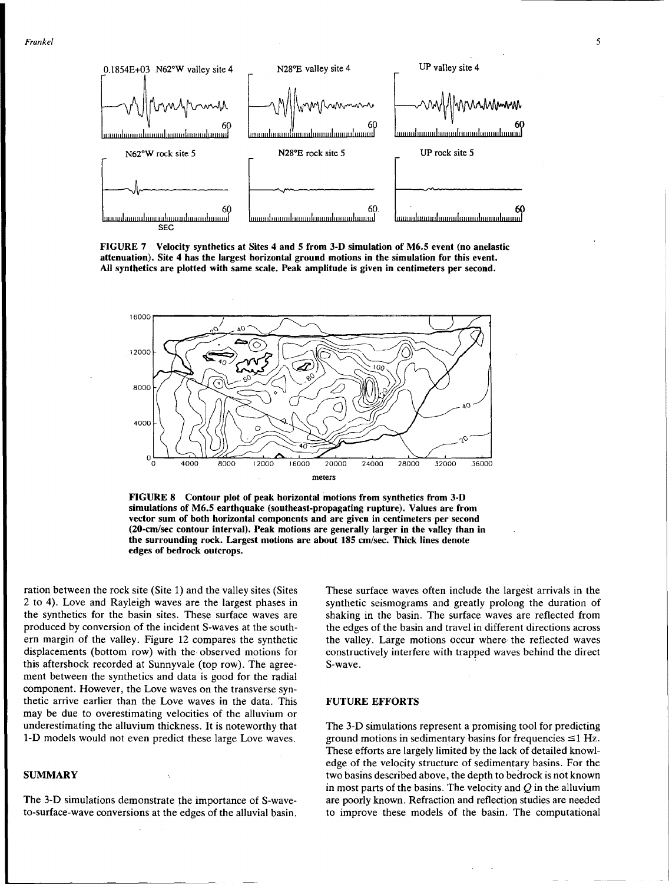FIGURE 7 Velocity synthetics at Sites 4 and 5 from 3-D simulation of M6.5 event (no anelastic attenuation). Site 4 has the largest horizontal ground motions in the simulation for this event. All synthetics are plotted with same scale. Peak amplitude is given in centimeters per second.

FIGURE 8 Contour plot of peak horizontal motions from synthetics from 3-D simulations of M6.5 earthquake (southeast-propagating rupture). Values are from vector sum of both horizontal components and are given in centimeters per second (20-cm/sec contour interval). Peak motions are generally larger in the valley than in the surrounding rock. Largest motions are about 185 cm/sec. Thick lines denote edges of bedrock outcrops.

ration between the rock site (Site 1) and the valley sites (Sites 2 to 4). Love and Rayleigh waves are the largest phases in the synthetics for the basin sites. These surface waves are produced by conversion of the incident S-waves at the southern margin of the valley. Figure 12 compares the synthetic displacements (bottom row) with the observed motions for this aftershock recorded at Sunnyvale (top row). The agreement between the synthetics and data is good for the radial component. However, the Love waves on the transverse synthetic arrive earlier than the Love waves in the data. This may be due to overestimating velocities of the alluvium or underestimating the alluvium thickness. It is noteworthy that 1-D models would not even predict these large Love waves.

## SUMMARY

The 3-D simulations demonstrate the importance of S-wave-to-surface-wave conversions at the edges of the alluvial basin. These surface waves often include the largest arrivals in the synthetic seismograms and greatly prolong the duration of shaking in the basin. The surface waves are reflected from the edges of the basin and travel in different directions across the valley. Large motions occur where the reflected waves constructively interfere with trapped waves behind the direct S-wave.

## FUTURE EFFORTS

The 3-D simulations represent a promising tool for predicting ground motions in sedimentary basins for frequencies $\leq 1$ Hz. These efforts are largely limited by the lack of detailed knowledge of the velocity structure of sedimentary basins. For the two basins described above, the depth to bedrock is not known in most parts of the basins. The velocity and $Q$ in the alluvium are poorly known. Refraction and reflection studies are needed to improve these models of the basin. The computational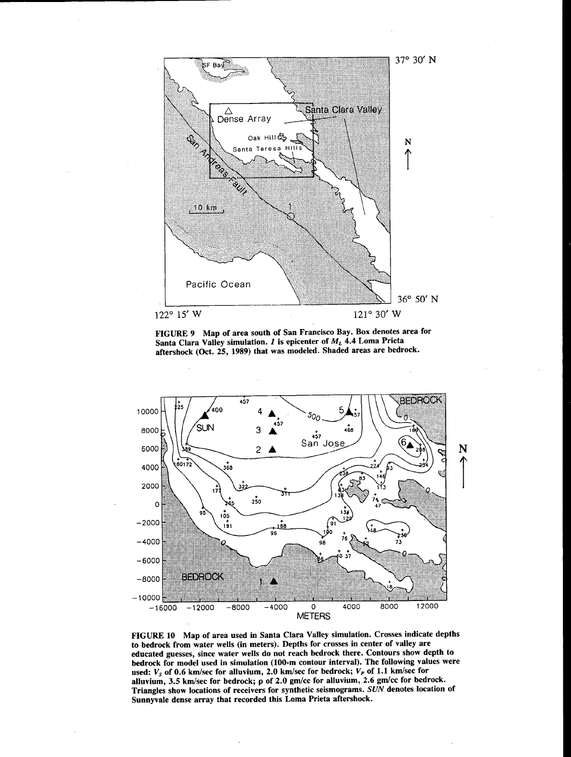**FIGURE 9** Map of area south of San Francisco Bay. Box denotes area for Santa Clara Valley simulation. *1* is epicenter of $M_L$ 4.4 Loma Prieta aftershock (Oct. 25, 1989) that was modeled. Shaded areas are bedrock.

**FIGURE 10** Map of area used in Santa Clara Valley simulation. Crosses indicate depths to bedrock from water wells (in meters). Depths for crosses in center of valley are educated guesses, since water wells do not reach bedrock there. Contours show depth to bedrock for model used in simulation (100-m contour interval). The following values were used: $V_S$ of 0.6 km/sec for alluvium, 2.0 km/sec for bedrock; $V_P$ of 1.1 km/sec for alluvium, 3.5 km/sec for bedrock; $\rho$ of 2.0 gm/cc for alluvium, 2.6 gm/cc for bedrock. Triangles show locations of receivers for synthetic seismograms. *SUN* denotes location of Sunnyvale dense array that recorded this Loma Prieta aftershock.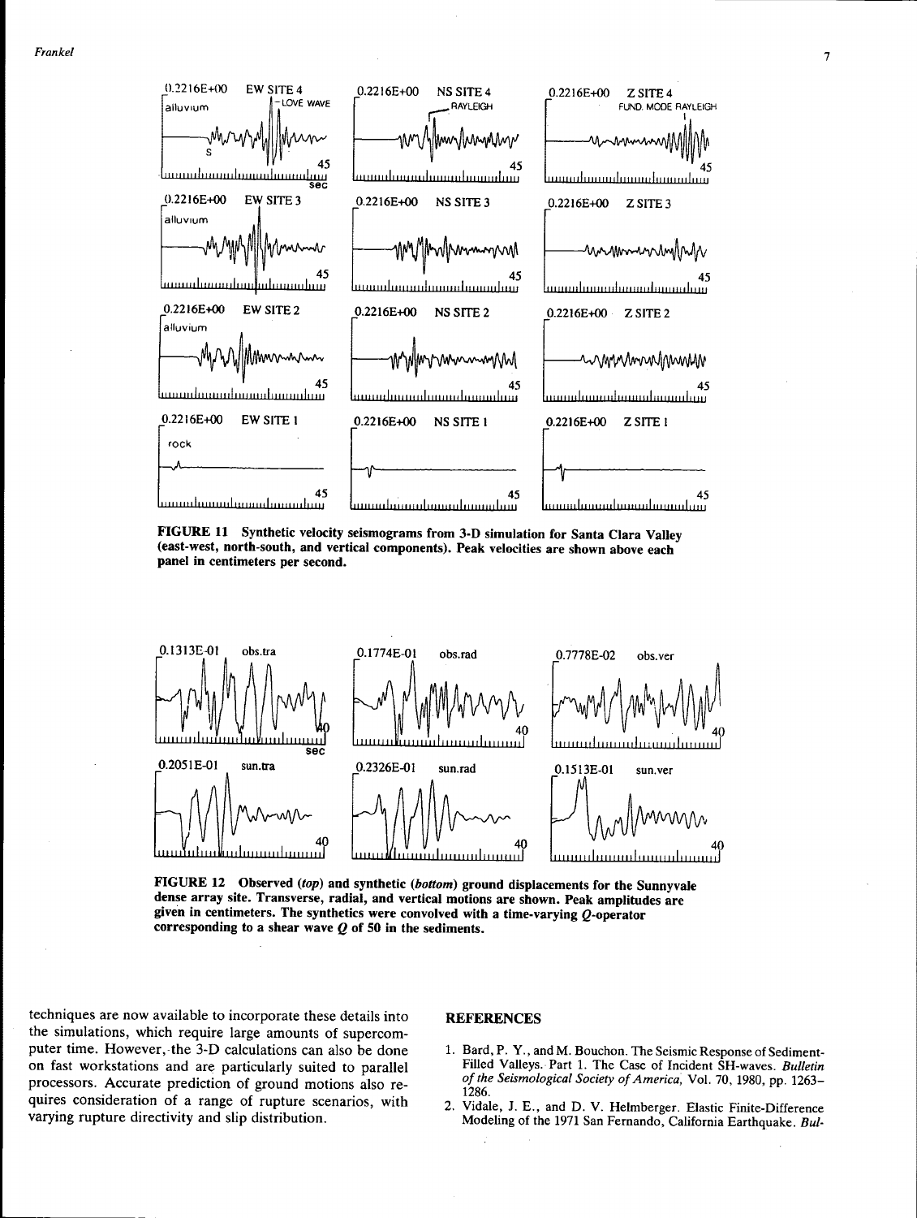**FIGURE 11** Synthetic velocity seismograms from 3-D simulation for Santa Clara Valley (east-west, north-south, and vertical components). Peak velocities are shown above each panel in centimeters per second.

**FIGURE 12** Observed (*top*) and synthetic (*bottom*) ground displacements for the Sunnyvale dense array site. Transverse, radial, and vertical motions are shown. Peak amplitudes are given in centimeters. The synthetics were convolved with a time-varying $Q$-operator corresponding to a shear wave $Q$ of 50 in the sediments.

techniques are now available to incorporate these details into the simulations, which require large amounts of supercomputer time. However, the 3-D calculations can also be done on fast workstations and are particularly suited to parallel processors. Accurate prediction of ground motions also requires consideration of a range of rupture scenarios, with varying rupture directivity and slip distribution.

## REFERENCES

1. Bard, P. Y., and M. Bouchon. The Seismic Response of Sediment-Filled Valleys. Part 1. The Case of Incident SH-waves. *Bulletin of the Seismological Society of America*, Vol. 70, 1980, pp. 1263–1286.
2. Vidale, J. E., and D. V. Helmberger. Elastic Finite-Difference Modeling of the 1971 San Fernando, California Earthquake. *Bul-*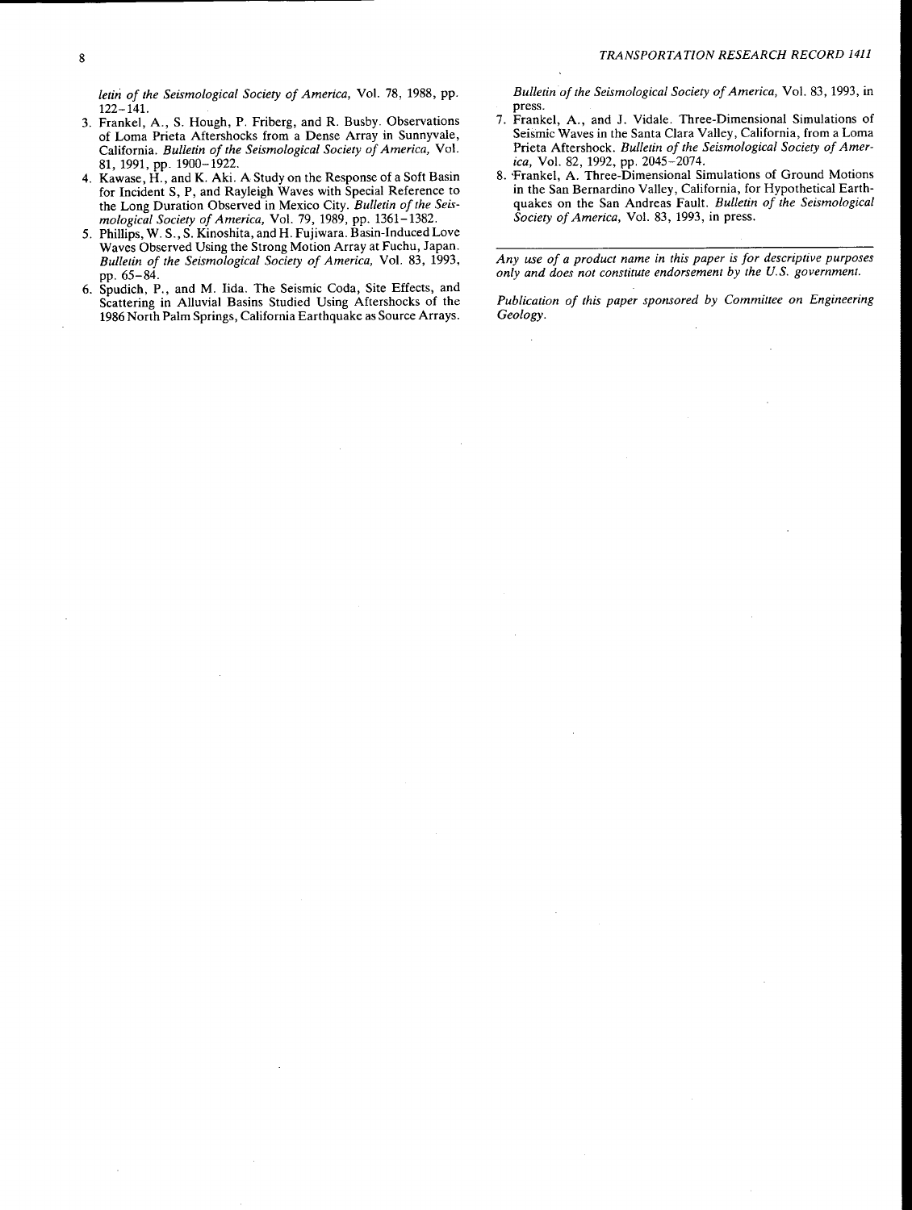*letin of the Seismological Society of America*, Vol. 78, 1988, pp. 122–141.

3. Frankel, A., S. Hough, P. Friberg, and R. Busby. Observations of Loma Prieta Aftershocks from a Dense Array in Sunnyvale, California. *Bulletin of the Seismological Society of America*, Vol. 81, 1991, pp. 1900–1922.
4. Kawase, H., and K. Aki. A Study on the Response of a Soft Basin for Incident S, P, and Rayleigh Waves with Special Reference to the Long Duration Observed in Mexico City. *Bulletin of the Seismological Society of America*, Vol. 79, 1989, pp. 1361–1382.
5. Phillips, W. S., S. Kinoshita, and H. Fujiwara. Basin-Induced Love Waves Observed Using the Strong Motion Array at Fuchu, Japan. *Bulletin of the Seismological Society of America*, Vol. 83, 1993, pp. 65–84.
6. Spudich, P., and M. Iida. The Seismic Coda, Site Effects, and Scattering in Alluvial Basins Studied Using Aftershocks of the 1986 North Palm Springs, California Earthquake as Source Arrays. *Bulletin of the Seismological Society of America*, Vol. 83, 1993, in press.
7. Frankel, A., and J. Vidale. Three-Dimensional Simulations of Seismic Waves in the Santa Clara Valley, California, from a Loma Prieta Aftershock. *Bulletin of the Seismological Society of America*, Vol. 82, 1992, pp. 2045–2074.
8. Frankel, A. Three-Dimensional Simulations of Ground Motions in the San Bernardino Valley, California, for Hypothetical Earthquakes on the San Andreas Fault. *Bulletin of the Seismological Society of America*, Vol. 83, 1993, in press.

---

*Any use of a product name in this paper is for descriptive purposes only and does not constitute endorsement by the U.S. government.*

*Publication of this paper sponsored by Committee on Engineering Geology.*